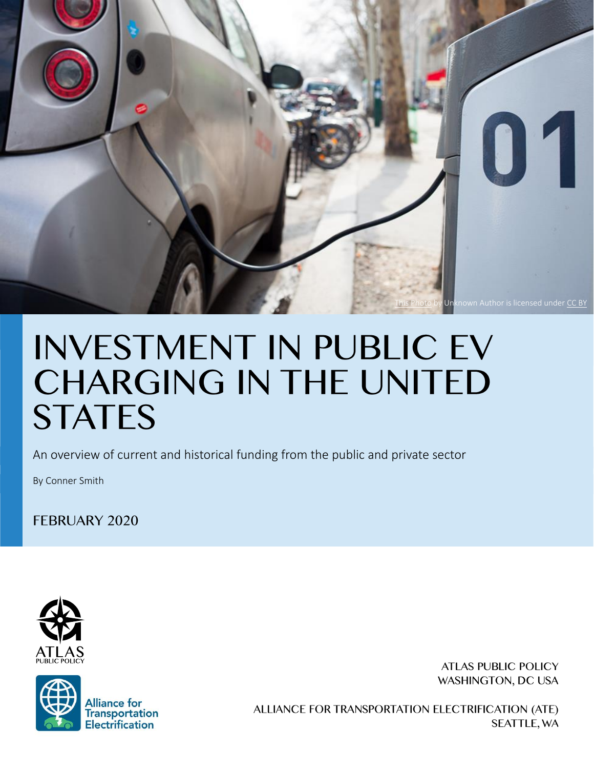This Photo by Unknown Author is licensed under CC BY

# INVESTMENT IN PUBLIC EV CHARGING IN THE UNITED STATES

An overview of current and historical funding from the public and private sector

By Conner Smith

FEBRUARY 2020

ATLAS PUBLIC POLICY
WASHINGTON, DC USA

ALLIANCE FOR TRANSPORTATION ELECTRIFICATION (ATE)
SEATTLE, WA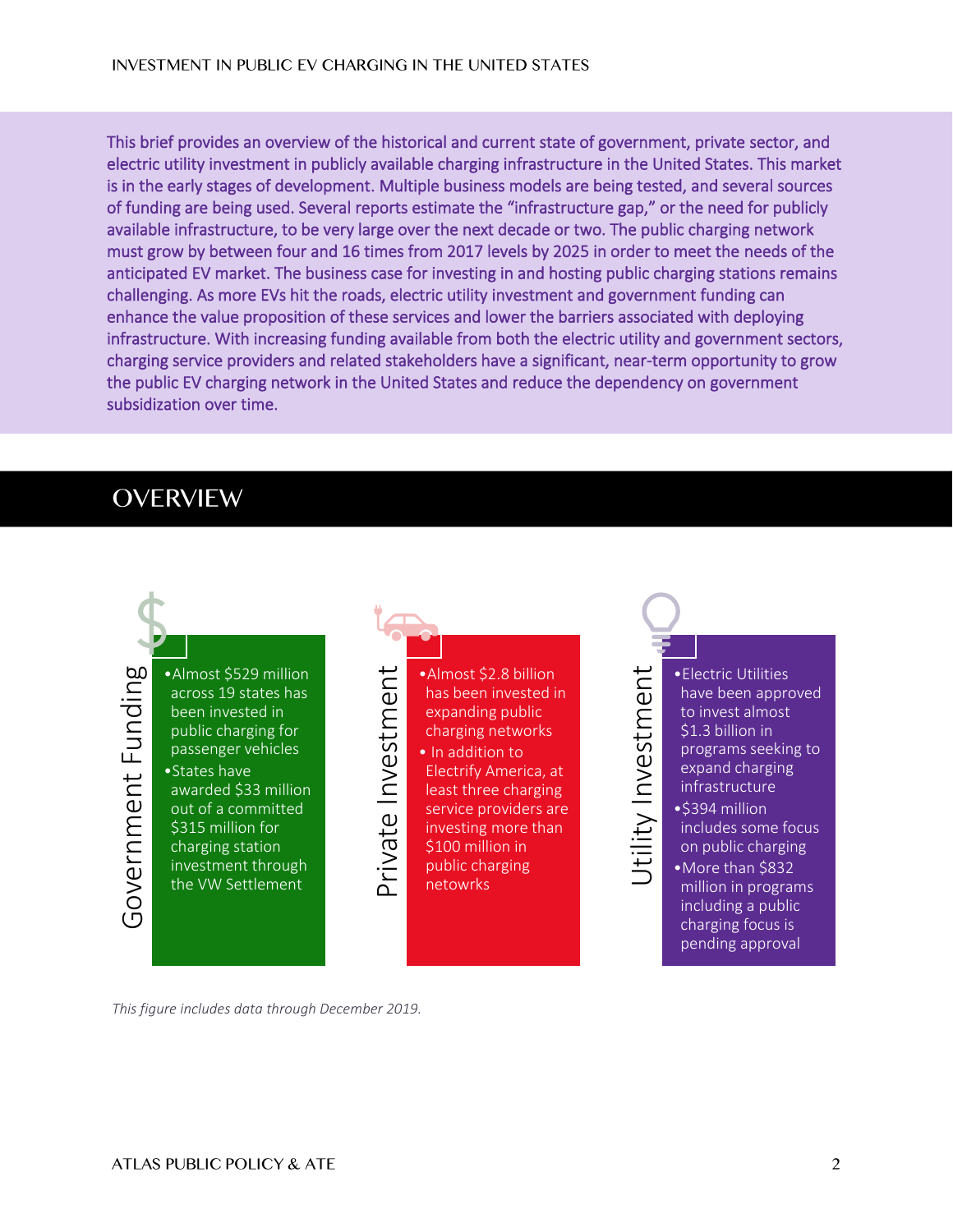This brief provides an overview of the historical and current state of government, private sector, and electric utility investment in publicly available charging infrastructure in the United States. This market is in the early stages of development. Multiple business models are being tested, and several sources of funding are being used. Several reports estimate the "infrastructure gap," or the need for publicly available infrastructure, to be very large over the next decade or two. The public charging network must grow by between four and 16 times from 2017 levels by 2025 in order to meet the needs of the anticipated EV market. The business case for investing in and hosting public charging stations remains challenging. As more EVs hit the roads, electric utility investment and government funding can enhance the value proposition of these services and lower the barriers associated with deploying infrastructure. With increasing funding available from both the electric utility and government sectors, charging service providers and related stakeholders have a significant, near-term opportunity to grow the public EV charging network in the United States and reduce the dependency on government subsidization over time.

## OVERVIEW

**Government Funding**

- Almost $529 million across 19 states has been invested in public charging for passenger vehicles
- States have awarded $33 million out of a committed $315 million for charging station investment through the VW Settlement

**Private Investment**

- Almost $2.8 billion has been invested in expanding public charging networks
- In addition to Electrify America, at least three charging service providers are investing more than $100 million in public charging netowrks

**Utility Investment**

- Electric Utilities have been approved to invest almost $1.3 billion in programs seeking to expand charging infrastructure
- $394 million includes some focus on public charging
- More than $832 million in programs including a public charging focus is pending approval

*This figure includes data through December 2019.*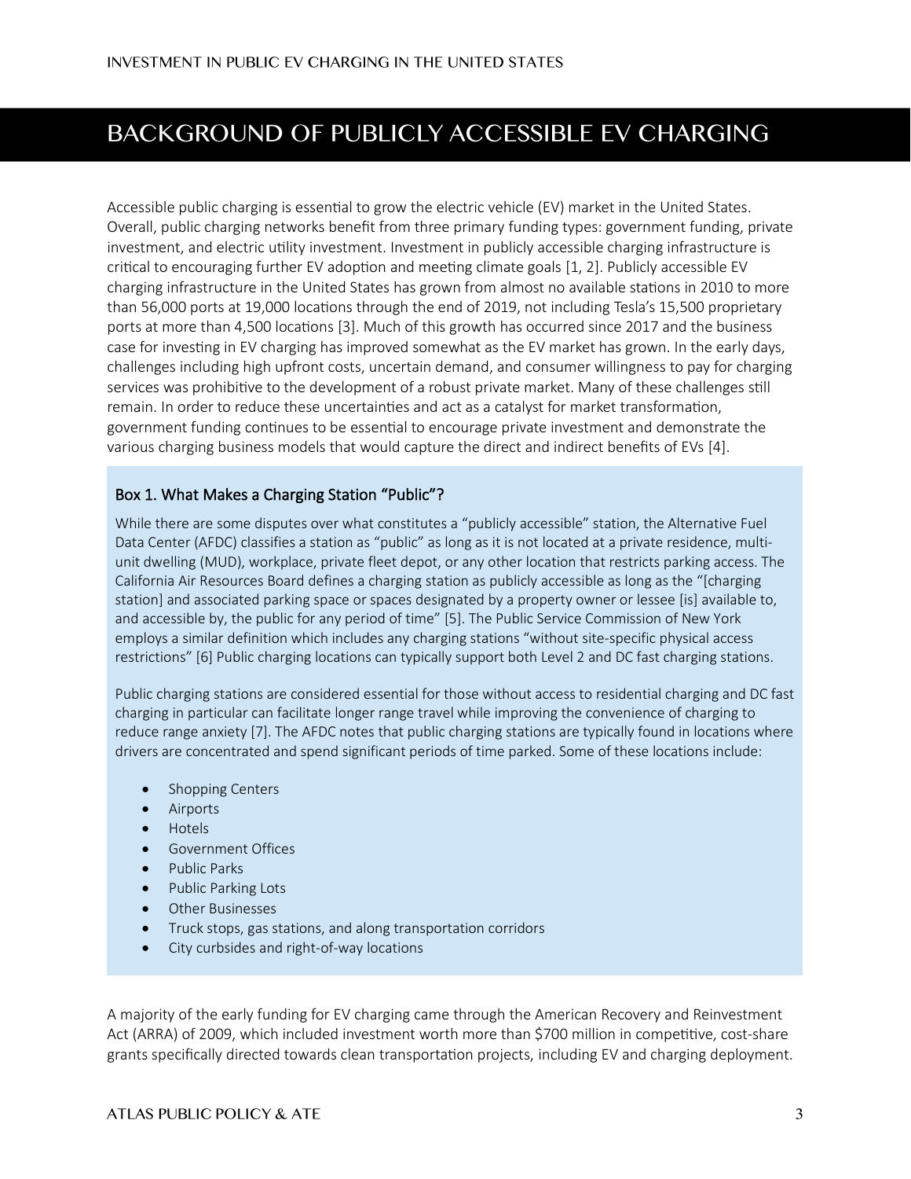# BACKGROUND OF PUBLICLY ACCESSIBLE EV CHARGING

Accessible public charging is essential to grow the electric vehicle (EV) market in the United States. Overall, public charging networks benefit from three primary funding types: government funding, private investment, and electric utility investment. Investment in publicly accessible charging infrastructure is critical to encouraging further EV adoption and meeting climate goals [1, 2]. Publicly accessible EV charging infrastructure in the United States has grown from almost no available stations in 2010 to more than 56,000 ports at 19,000 locations through the end of 2019, not including Tesla's 15,500 proprietary ports at more than 4,500 locations [3]. Much of this growth has occurred since 2017 and the business case for investing in EV charging has improved somewhat as the EV market has grown. In the early days, challenges including high upfront costs, uncertain demand, and consumer willingness to pay for charging services was prohibitive to the development of a robust private market. Many of these challenges still remain. In order to reduce these uncertainties and act as a catalyst for market transformation, government funding continues to be essential to encourage private investment and demonstrate the various charging business models that would capture the direct and indirect benefits of EVs [4].

### Box 1. What Makes a Charging Station "Public"?

While there are some disputes over what constitutes a "publicly accessible" station, the Alternative Fuel Data Center (AFDC) classifies a station as "public" as long as it is not located at a private residence, multi-unit dwelling (MUD), workplace, private fleet depot, or any other location that restricts parking access. The California Air Resources Board defines a charging station as publicly accessible as long as the "[charging station] and associated parking space or spaces designated by a property owner or lessee [is] available to, and accessible by, the public for any period of time" [5]. The Public Service Commission of New York employs a similar definition which includes any charging stations "without site-specific physical access restrictions" [6] Public charging locations can typically support both Level 2 and DC fast charging stations.

Public charging stations are considered essential for those without access to residential charging and DC fast charging in particular can facilitate longer range travel while improving the convenience of charging to reduce range anxiety [7]. The AFDC notes that public charging stations are typically found in locations where drivers are concentrated and spend significant periods of time parked. Some of these locations include:

- Shopping Centers
- Airports
- Hotels
- Government Offices
- Public Parks
- Public Parking Lots
- Other Businesses
- Truck stops, gas stations, and along transportation corridors
- City curbsides and right-of-way locations

A majority of the early funding for EV charging came through the American Recovery and Reinvestment Act (ARRA) of 2009, which included investment worth more than $700 million in competitive, cost-share grants specifically directed towards clean transportation projects, including EV and charging deployment.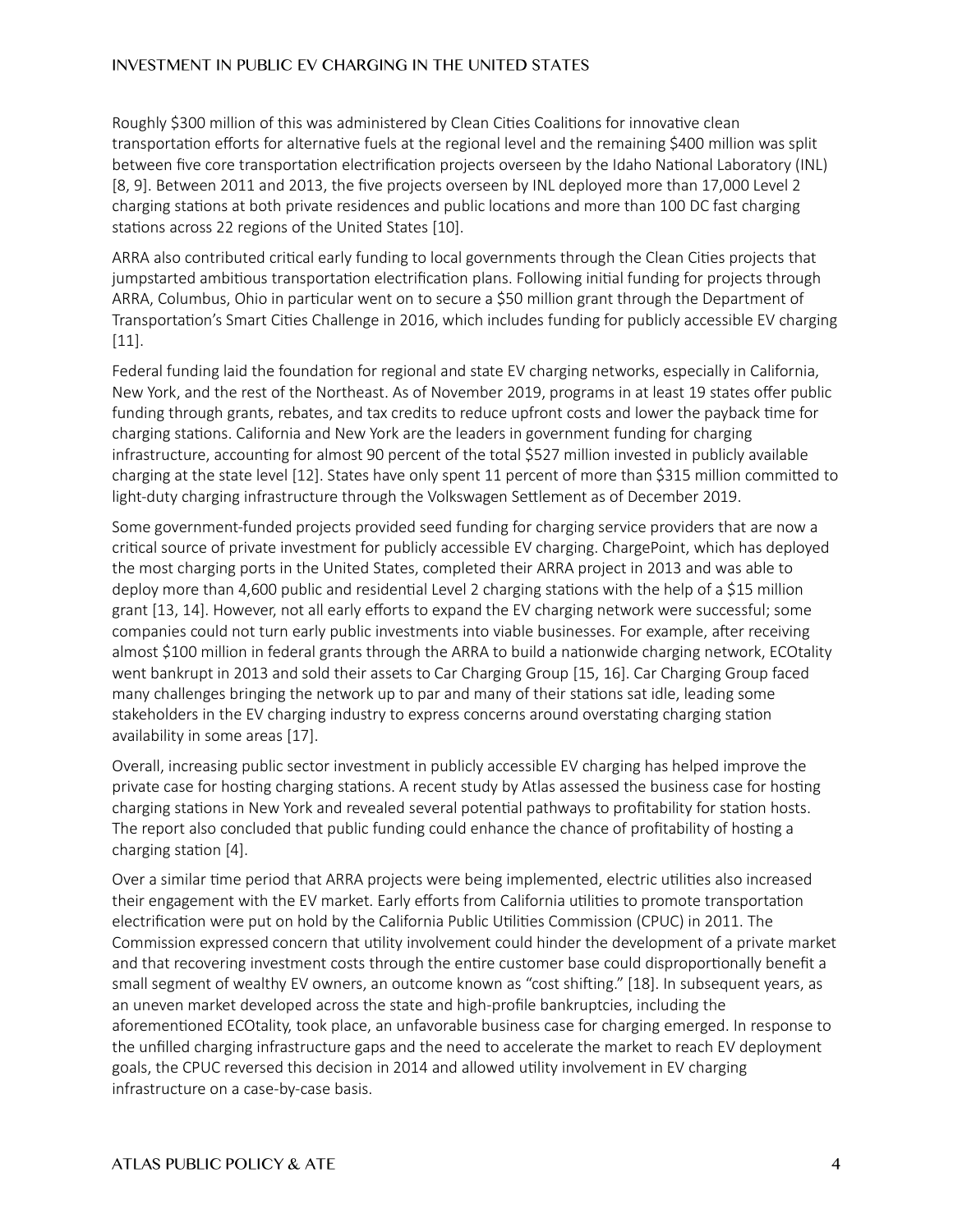Roughly $300 million of this was administered by Clean Cities Coalitions for innovative clean transportation efforts for alternative fuels at the regional level and the remaining $400 million was split between five core transportation electrification projects overseen by the Idaho National Laboratory (INL) [8, 9]. Between 2011 and 2013, the five projects overseen by INL deployed more than 17,000 Level 2 charging stations at both private residences and public locations and more than 100 DC fast charging stations across 22 regions of the United States [10].

ARRA also contributed critical early funding to local governments through the Clean Cities projects that jumpstarted ambitious transportation electrification plans. Following initial funding for projects through ARRA, Columbus, Ohio in particular went on to secure a $50 million grant through the Department of Transportation's Smart Cities Challenge in 2016, which includes funding for publicly accessible EV charging [11].

Federal funding laid the foundation for regional and state EV charging networks, especially in California, New York, and the rest of the Northeast. As of November 2019, programs in at least 19 states offer public funding through grants, rebates, and tax credits to reduce upfront costs and lower the payback time for charging stations. California and New York are the leaders in government funding for charging infrastructure, accounting for almost 90 percent of the total $527 million invested in publicly available charging at the state level [12]. States have only spent 11 percent of more than $315 million committed to light-duty charging infrastructure through the Volkswagen Settlement as of December 2019.

Some government-funded projects provided seed funding for charging service providers that are now a critical source of private investment for publicly accessible EV charging. ChargePoint, which has deployed the most charging ports in the United States, completed their ARRA project in 2013 and was able to deploy more than 4,600 public and residential Level 2 charging stations with the help of a $15 million grant [13, 14]. However, not all early efforts to expand the EV charging network were successful; some companies could not turn early public investments into viable businesses. For example, after receiving almost $100 million in federal grants through the ARRA to build a nationwide charging network, ECOtality went bankrupt in 2013 and sold their assets to Car Charging Group [15, 16]. Car Charging Group faced many challenges bringing the network up to par and many of their stations sat idle, leading some stakeholders in the EV charging industry to express concerns around overstating charging station availability in some areas [17].

Overall, increasing public sector investment in publicly accessible EV charging has helped improve the private case for hosting charging stations. A recent study by Atlas assessed the business case for hosting charging stations in New York and revealed several potential pathways to profitability for station hosts. The report also concluded that public funding could enhance the chance of profitability of hosting a charging station [4].

Over a similar time period that ARRA projects were being implemented, electric utilities also increased their engagement with the EV market. Early efforts from California utilities to promote transportation electrification were put on hold by the California Public Utilities Commission (CPUC) in 2011. The Commission expressed concern that utility involvement could hinder the development of a private market and that recovering investment costs through the entire customer base could disproportionally benefit a small segment of wealthy EV owners, an outcome known as "cost shifting." [18]. In subsequent years, as an uneven market developed across the state and high-profile bankruptcies, including the aforementioned ECOtality, took place, an unfavorable business case for charging emerged. In response to the unfilled charging infrastructure gaps and the need to accelerate the market to reach EV deployment goals, the CPUC reversed this decision in 2014 and allowed utility involvement in EV charging infrastructure on a case-by-case basis.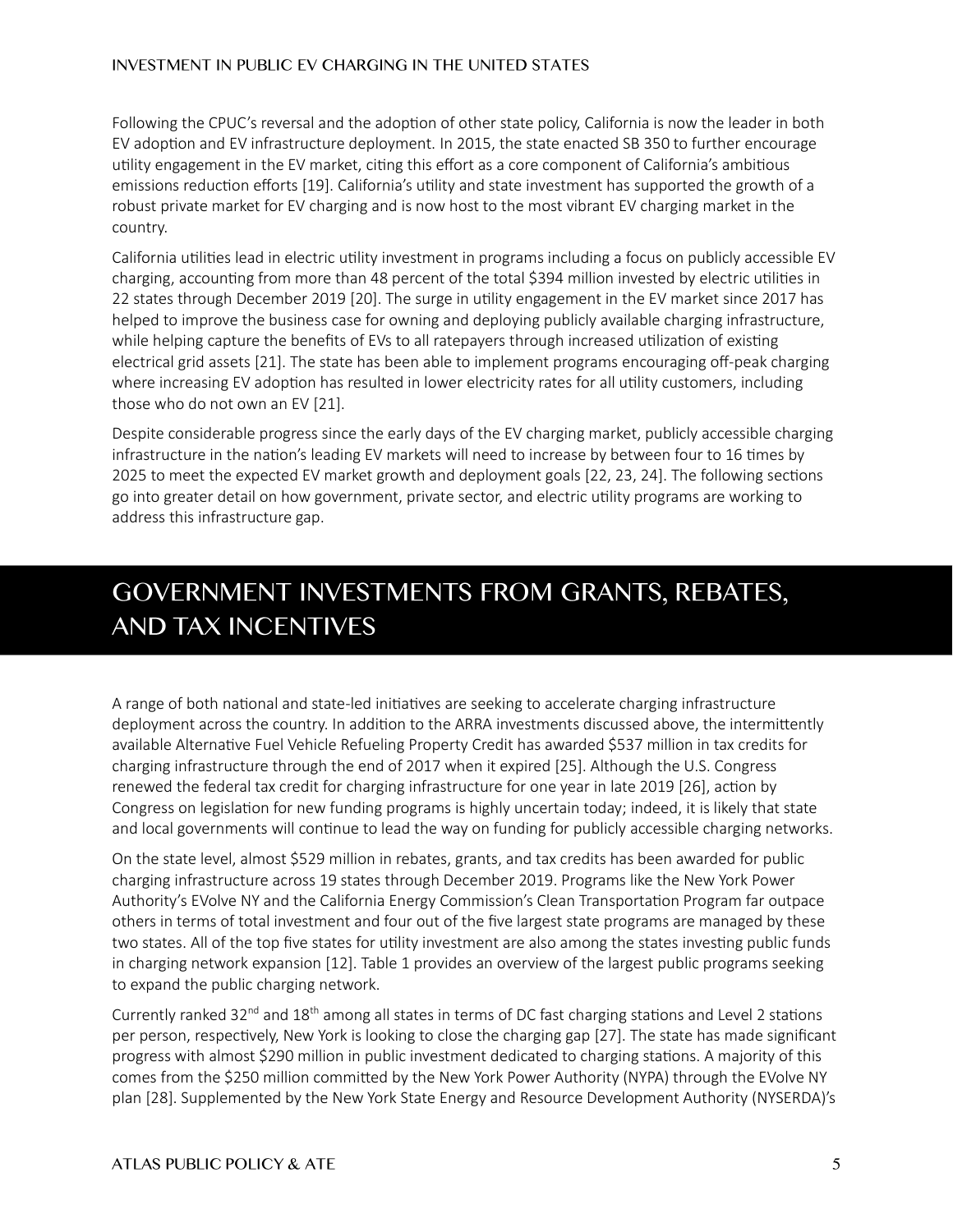Following the CPUC's reversal and the adoption of other state policy, California is now the leader in both EV adoption and EV infrastructure deployment. In 2015, the state enacted SB 350 to further encourage utility engagement in the EV market, citing this effort as a core component of California's ambitious emissions reduction efforts [19]. California's utility and state investment has supported the growth of a robust private market for EV charging and is now host to the most vibrant EV charging market in the country.

California utilities lead in electric utility investment in programs including a focus on publicly accessible EV charging, accounting from more than 48 percent of the total $394 million invested by electric utilities in 22 states through December 2019 [20]. The surge in utility engagement in the EV market since 2017 has helped to improve the business case for owning and deploying publicly available charging infrastructure, while helping capture the benefits of EVs to all ratepayers through increased utilization of existing electrical grid assets [21]. The state has been able to implement programs encouraging off-peak charging where increasing EV adoption has resulted in lower electricity rates for all utility customers, including those who do not own an EV [21].

Despite considerable progress since the early days of the EV charging market, publicly accessible charging infrastructure in the nation's leading EV markets will need to increase by between four to 16 times by 2025 to meet the expected EV market growth and deployment goals [22, 23, 24]. The following sections go into greater detail on how government, private sector, and electric utility programs are working to address this infrastructure gap.

## GOVERNMENT INVESTMENTS FROM GRANTS, REBATES, AND TAX INCENTIVES

A range of both national and state-led initiatives are seeking to accelerate charging infrastructure deployment across the country. In addition to the ARRA investments discussed above, the intermittently available Alternative Fuel Vehicle Refueling Property Credit has awarded $537 million in tax credits for charging infrastructure through the end of 2017 when it expired [25]. Although the U.S. Congress renewed the federal tax credit for charging infrastructure for one year in late 2019 [26], action by Congress on legislation for new funding programs is highly uncertain today; indeed, it is likely that state and local governments will continue to lead the way on funding for publicly accessible charging networks.

On the state level, almost $529 million in rebates, grants, and tax credits has been awarded for public charging infrastructure across 19 states through December 2019. Programs like the New York Power Authority's EVolve NY and the California Energy Commission's Clean Transportation Program far outpace others in terms of total investment and four out of the five largest state programs are managed by these two states. All of the top five states for utility investment are also among the states investing public funds in charging network expansion [12]. Table 1 provides an overview of the largest public programs seeking to expand the public charging network.

Currently ranked 32nd and 18th among all states in terms of DC fast charging stations and Level 2 stations per person, respectively, New York is looking to close the charging gap [27]. The state has made significant progress with almost $290 million in public investment dedicated to charging stations. A majority of this comes from the $250 million committed by the New York Power Authority (NYPA) through the EVolve NY plan [28]. Supplemented by the New York State Energy and Resource Development Authority (NYSERDA)'s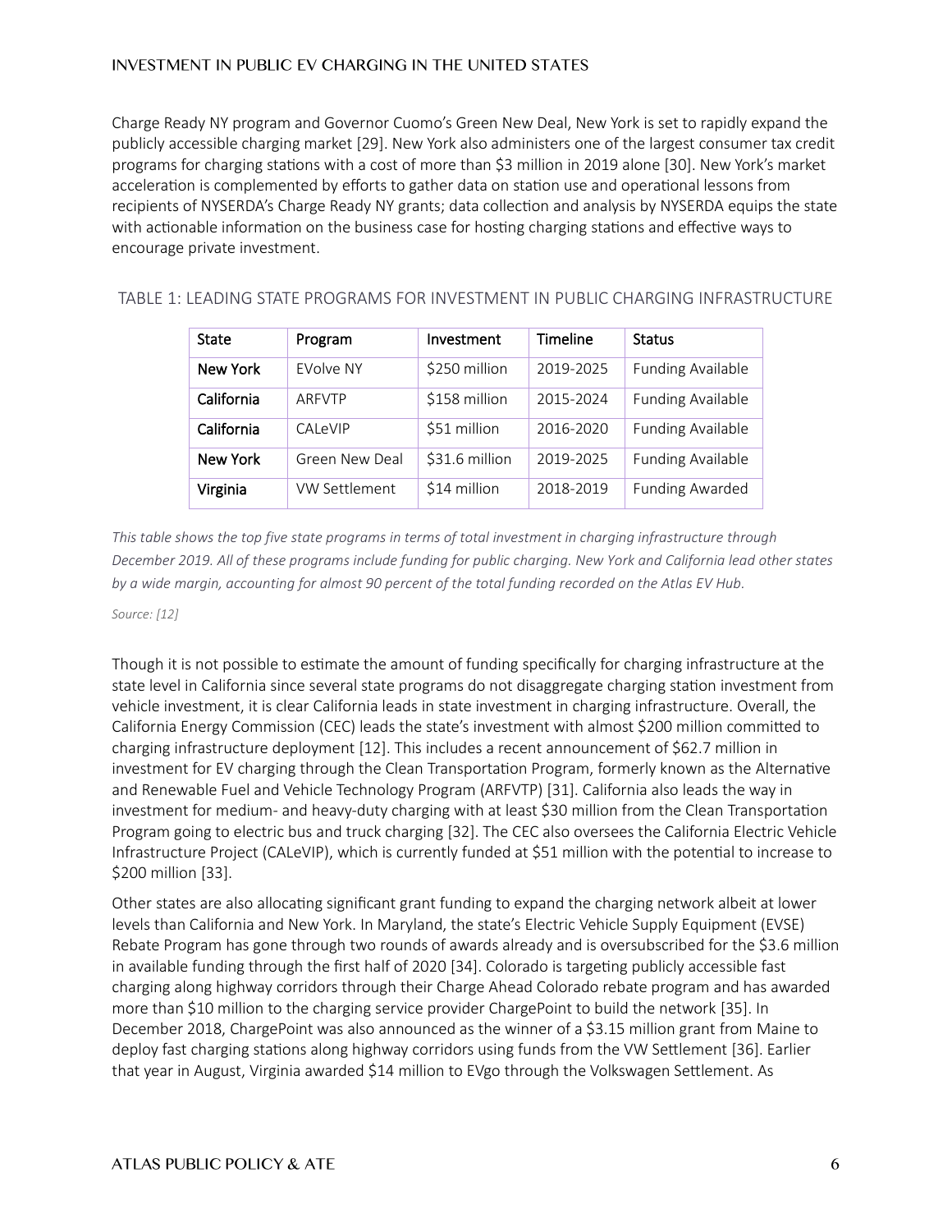Charge Ready NY program and Governor Cuomo's Green New Deal, New York is set to rapidly expand the publicly accessible charging market [29]. New York also administers one of the largest consumer tax credit programs for charging stations with a cost of more than $3 million in 2019 alone [30]. New York's market acceleration is complemented by efforts to gather data on station use and operational lessons from recipients of NYSERDA's Charge Ready NY grants; data collection and analysis by NYSERDA equips the state with actionable information on the business case for hosting charging stations and effective ways to encourage private investment.

TABLE 1: LEADING STATE PROGRAMS FOR INVESTMENT IN PUBLIC CHARGING INFRASTRUCTURE

| State | Program | Investment | Timeline | Status |
|---|---|---|---|---|
| New York | EVolve NY | $250 million | 2019-2025 | Funding Available |
| California | ARFVTP | $158 million | 2015-2024 | Funding Available |
| California | CALeVIP | $51 million | 2016-2020 | Funding Available |
| New York | Green New Deal | $31.6 million | 2019-2025 | Funding Available |
| Virginia | VW Settlement | $14 million | 2018-2019 | Funding Awarded |

*This table shows the top five state programs in terms of total investment in charging infrastructure through December 2019. All of these programs include funding for public charging. New York and California lead other states by a wide margin, accounting for almost 90 percent of the total funding recorded on the Atlas EV Hub.*

*Source: [12]*

Though it is not possible to estimate the amount of funding specifically for charging infrastructure at the state level in California since several state programs do not disaggregate charging station investment from vehicle investment, it is clear California leads in state investment in charging infrastructure. Overall, the California Energy Commission (CEC) leads the state's investment with almost $200 million committed to charging infrastructure deployment [12]. This includes a recent announcement of $62.7 million in investment for EV charging through the Clean Transportation Program, formerly known as the Alternative and Renewable Fuel and Vehicle Technology Program (ARFVTP) [31]. California also leads the way in investment for medium- and heavy-duty charging with at least $30 million from the Clean Transportation Program going to electric bus and truck charging [32]. The CEC also oversees the California Electric Vehicle Infrastructure Project (CALeVIP), which is currently funded at $51 million with the potential to increase to $200 million [33].

Other states are also allocating significant grant funding to expand the charging network albeit at lower levels than California and New York. In Maryland, the state's Electric Vehicle Supply Equipment (EVSE) Rebate Program has gone through two rounds of awards already and is oversubscribed for the $3.6 million in available funding through the first half of 2020 [34]. Colorado is targeting publicly accessible fast charging along highway corridors through their Charge Ahead Colorado rebate program and has awarded more than $10 million to the charging service provider ChargePoint to build the network [35]. In December 2018, ChargePoint was also announced as the winner of a $3.15 million grant from Maine to deploy fast charging stations along highway corridors using funds from the VW Settlement [36]. Earlier that year in August, Virginia awarded $14 million to EVgo through the Volkswagen Settlement. As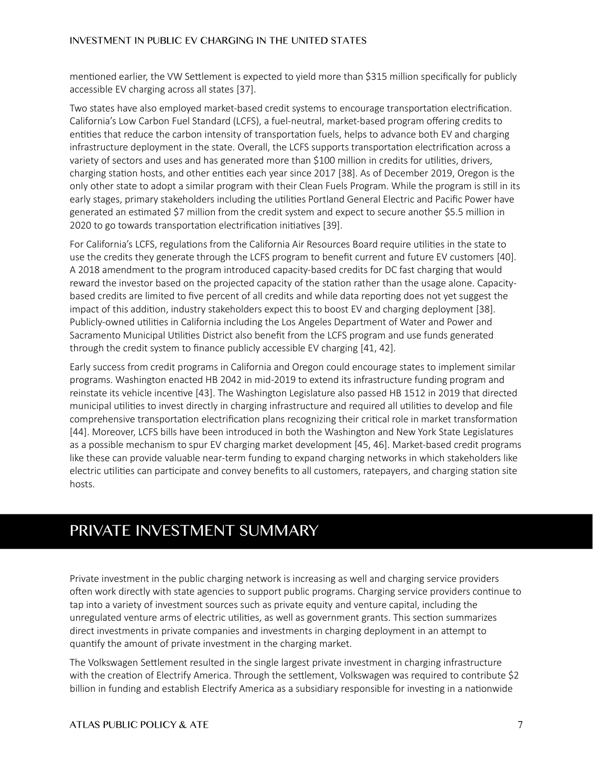mentioned earlier, the VW Settlement is expected to yield more than $315 million specifically for publicly accessible EV charging across all states [37].

Two states have also employed market-based credit systems to encourage transportation electrification. California's Low Carbon Fuel Standard (LCFS), a fuel-neutral, market-based program offering credits to entities that reduce the carbon intensity of transportation fuels, helps to advance both EV and charging infrastructure deployment in the state. Overall, the LCFS supports transportation electrification across a variety of sectors and uses and has generated more than $100 million in credits for utilities, drivers, charging station hosts, and other entities each year since 2017 [38]. As of December 2019, Oregon is the only other state to adopt a similar program with their Clean Fuels Program. While the program is still in its early stages, primary stakeholders including the utilities Portland General Electric and Pacific Power have generated an estimated $7 million from the credit system and expect to secure another $5.5 million in 2020 to go towards transportation electrification initiatives [39].

For California's LCFS, regulations from the California Air Resources Board require utilities in the state to use the credits they generate through the LCFS program to benefit current and future EV customers [40]. A 2018 amendment to the program introduced capacity-based credits for DC fast charging that would reward the investor based on the projected capacity of the station rather than the usage alone. Capacity-based credits are limited to five percent of all credits and while data reporting does not yet suggest the impact of this addition, industry stakeholders expect this to boost EV and charging deployment [38]. Publicly-owned utilities in California including the Los Angeles Department of Water and Power and Sacramento Municipal Utilities District also benefit from the LCFS program and use funds generated through the credit system to finance publicly accessible EV charging [41, 42].

Early success from credit programs in California and Oregon could encourage states to implement similar programs. Washington enacted HB 2042 in mid-2019 to extend its infrastructure funding program and reinstate its vehicle incentive [43]. The Washington Legislature also passed HB 1512 in 2019 that directed municipal utilities to invest directly in charging infrastructure and required all utilities to develop and file comprehensive transportation electrification plans recognizing their critical role in market transformation [44]. Moreover, LCFS bills have been introduced in both the Washington and New York State Legislatures as a possible mechanism to spur EV charging market development [45, 46]. Market-based credit programs like these can provide valuable near-term funding to expand charging networks in which stakeholders like electric utilities can participate and convey benefits to all customers, ratepayers, and charging station site hosts.

# PRIVATE INVESTMENT SUMMARY

Private investment in the public charging network is increasing as well and charging service providers often work directly with state agencies to support public programs. Charging service providers continue to tap into a variety of investment sources such as private equity and venture capital, including the unregulated venture arms of electric utilities, as well as government grants. This section summarizes direct investments in private companies and investments in charging deployment in an attempt to quantify the amount of private investment in the charging market.

The Volkswagen Settlement resulted in the single largest private investment in charging infrastructure with the creation of Electrify America. Through the settlement, Volkswagen was required to contribute $2 billion in funding and establish Electrify America as a subsidiary responsible for investing in a nationwide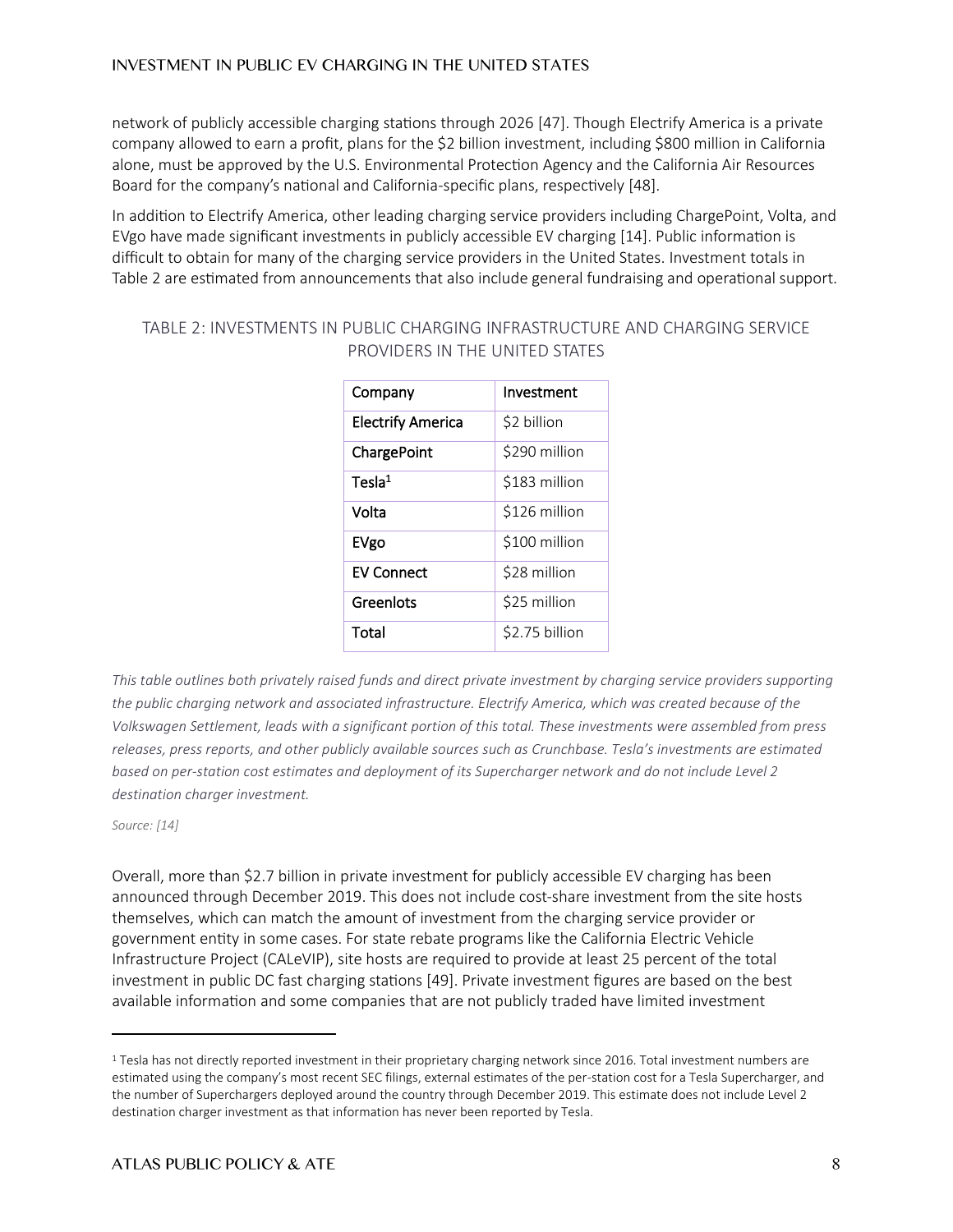network of publicly accessible charging stations through 2026 [47]. Though Electrify America is a private company allowed to earn a profit, plans for the $2 billion investment, including $800 million in California alone, must be approved by the U.S. Environmental Protection Agency and the California Air Resources Board for the company's national and California-specific plans, respectively [48].

In addition to Electrify America, other leading charging service providers including ChargePoint, Volta, and EVgo have made significant investments in publicly accessible EV charging [14]. Public information is difficult to obtain for many of the charging service providers in the United States. Investment totals in Table 2 are estimated from announcements that also include general fundraising and operational support.

TABLE 2: INVESTMENTS IN PUBLIC CHARGING INFRASTRUCTURE AND CHARGING SERVICE PROVIDERS IN THE UNITED STATES

| Company | Investment |
|---|---|
| Electrify America | $2 billion |
| ChargePoint | $290 million |
| Tesla[1] | $183 million |
| Volta | $126 million |
| EVgo | $100 million |
| EV Connect | $28 million |
| Greenlots | $25 million |
| Total | $2.75 billion |

*This table outlines both privately raised funds and direct private investment by charging service providers supporting the public charging network and associated infrastructure. Electrify America, which was created because of the Volkswagen Settlement, leads with a significant portion of this total. These investments were assembled from press releases, press reports, and other publicly available sources such as Crunchbase. Tesla's investments are estimated based on per-station cost estimates and deployment of its Supercharger network and do not include Level 2 destination charger investment.*

*Source: [14]*

Overall, more than $2.7 billion in private investment for publicly accessible EV charging has been announced through December 2019. This does not include cost-share investment from the site hosts themselves, which can match the amount of investment from the charging service provider or government entity in some cases. For state rebate programs like the California Electric Vehicle Infrastructure Project (CALeVIP), site hosts are required to provide at least 25 percent of the total investment in public DC fast charging stations [49]. Private investment figures are based on the best available information and some companies that are not publicly traded have limited investment

[1] Tesla has not directly reported investment in their proprietary charging network since 2016. Total investment numbers are estimated using the company's most recent SEC filings, external estimates of the per-station cost for a Tesla Supercharger, and the number of Superchargers deployed around the country through December 2019. This estimate does not include Level 2 destination charger investment as that information has never been reported by Tesla.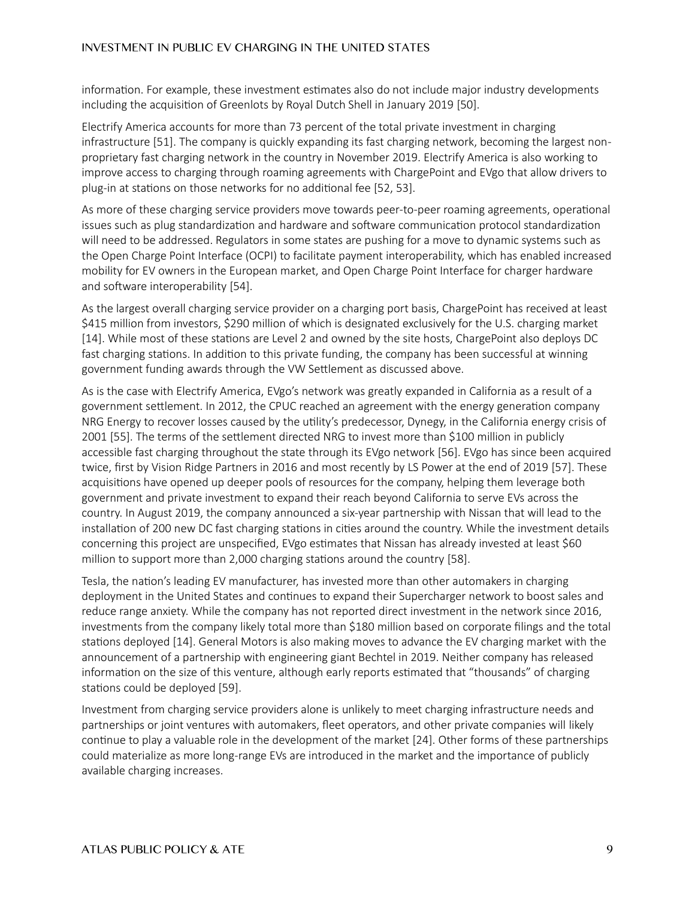information. For example, these investment estimates also do not include major industry developments including the acquisition of Greenlots by Royal Dutch Shell in January 2019 [50].

Electrify America accounts for more than 73 percent of the total private investment in charging infrastructure [51]. The company is quickly expanding its fast charging network, becoming the largest non-proprietary fast charging network in the country in November 2019. Electrify America is also working to improve access to charging through roaming agreements with ChargePoint and EVgo that allow drivers to plug-in at stations on those networks for no additional fee [52, 53].

As more of these charging service providers move towards peer-to-peer roaming agreements, operational issues such as plug standardization and hardware and software communication protocol standardization will need to be addressed. Regulators in some states are pushing for a move to dynamic systems such as the Open Charge Point Interface (OCPI) to facilitate payment interoperability, which has enabled increased mobility for EV owners in the European market, and Open Charge Point Interface for charger hardware and software interoperability [54].

As the largest overall charging service provider on a charging port basis, ChargePoint has received at least $415 million from investors, $290 million of which is designated exclusively for the U.S. charging market [14]. While most of these stations are Level 2 and owned by the site hosts, ChargePoint also deploys DC fast charging stations. In addition to this private funding, the company has been successful at winning government funding awards through the VW Settlement as discussed above.

As is the case with Electrify America, EVgo's network was greatly expanded in California as a result of a government settlement. In 2012, the CPUC reached an agreement with the energy generation company NRG Energy to recover losses caused by the utility's predecessor, Dynegy, in the California energy crisis of 2001 [55]. The terms of the settlement directed NRG to invest more than $100 million in publicly accessible fast charging throughout the state through its EVgo network [56]. EVgo has since been acquired twice, first by Vision Ridge Partners in 2016 and most recently by LS Power at the end of 2019 [57]. These acquisitions have opened up deeper pools of resources for the company, helping them leverage both government and private investment to expand their reach beyond California to serve EVs across the country. In August 2019, the company announced a six-year partnership with Nissan that will lead to the installation of 200 new DC fast charging stations in cities around the country. While the investment details concerning this project are unspecified, EVgo estimates that Nissan has already invested at least $60 million to support more than 2,000 charging stations around the country [58].

Tesla, the nation's leading EV manufacturer, has invested more than other automakers in charging deployment in the United States and continues to expand their Supercharger network to boost sales and reduce range anxiety. While the company has not reported direct investment in the network since 2016, investments from the company likely total more than $180 million based on corporate filings and the total stations deployed [14]. General Motors is also making moves to advance the EV charging market with the announcement of a partnership with engineering giant Bechtel in 2019. Neither company has released information on the size of this venture, although early reports estimated that "thousands" of charging stations could be deployed [59].

Investment from charging service providers alone is unlikely to meet charging infrastructure needs and partnerships or joint ventures with automakers, fleet operators, and other private companies will likely continue to play a valuable role in the development of the market [24]. Other forms of these partnerships could materialize as more long-range EVs are introduced in the market and the importance of publicly available charging increases.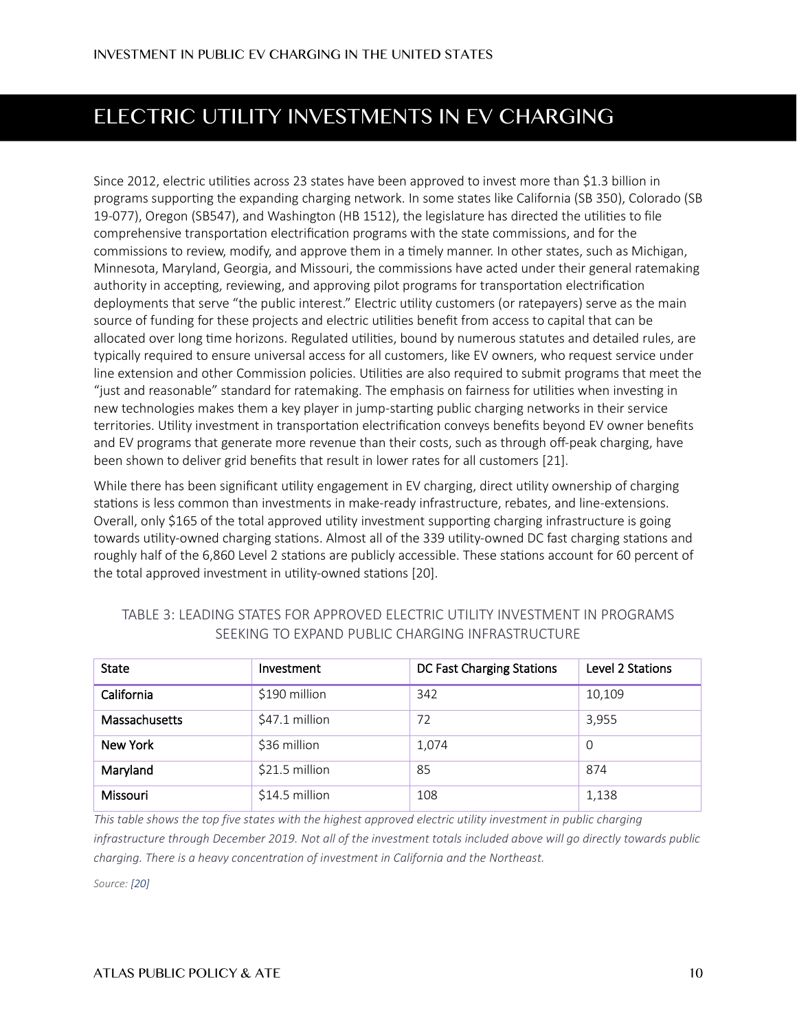# ELECTRIC UTILITY INVESTMENTS IN EV CHARGING

Since 2012, electric utilities across 23 states have been approved to invest more than $1.3 billion in programs supporting the expanding charging network. In some states like California (SB 350), Colorado (SB 19-077), Oregon (SB547), and Washington (HB 1512), the legislature has directed the utilities to file comprehensive transportation electrification programs with the state commissions, and for the commissions to review, modify, and approve them in a timely manner. In other states, such as Michigan, Minnesota, Maryland, Georgia, and Missouri, the commissions have acted under their general ratemaking authority in accepting, reviewing, and approving pilot programs for transportation electrification deployments that serve "the public interest." Electric utility customers (or ratepayers) serve as the main source of funding for these projects and electric utilities benefit from access to capital that can be allocated over long time horizons. Regulated utilities, bound by numerous statutes and detailed rules, are typically required to ensure universal access for all customers, like EV owners, who request service under line extension and other Commission policies. Utilities are also required to submit programs that meet the "just and reasonable" standard for ratemaking. The emphasis on fairness for utilities when investing in new technologies makes them a key player in jump-starting public charging networks in their service territories. Utility investment in transportation electrification conveys benefits beyond EV owner benefits and EV programs that generate more revenue than their costs, such as through off-peak charging, have been shown to deliver grid benefits that result in lower rates for all customers [21].

While there has been significant utility engagement in EV charging, direct utility ownership of charging stations is less common than investments in make-ready infrastructure, rebates, and line-extensions. Overall, only $165 of the total approved utility investment supporting charging infrastructure is going towards utility-owned charging stations. Almost all of the 339 utility-owned DC fast charging stations and roughly half of the 6,860 Level 2 stations are publicly accessible. These stations account for 60 percent of the total approved investment in utility-owned stations [20].

TABLE 3: LEADING STATES FOR APPROVED ELECTRIC UTILITY INVESTMENT IN PROGRAMS SEEKING TO EXPAND PUBLIC CHARGING INFRASTRUCTURE

| State | Investment | DC Fast Charging Stations | Level 2 Stations |
|---|---|---|---|
| **California** | $190 million | 342 | 10,109 |
| **Massachusetts** | $47.1 million | 72 | 3,955 |
| **New York** | $36 million | 1,074 | 0 |
| **Maryland** | $21.5 million | 85 | 874 |
| **Missouri** | $14.5 million | 108 | 1,138 |

*This table shows the top five states with the highest approved electric utility investment in public charging infrastructure through December 2019. Not all of the investment totals included above will go directly towards public charging. There is a heavy concentration of investment in California and the Northeast.*

*Source: [20]*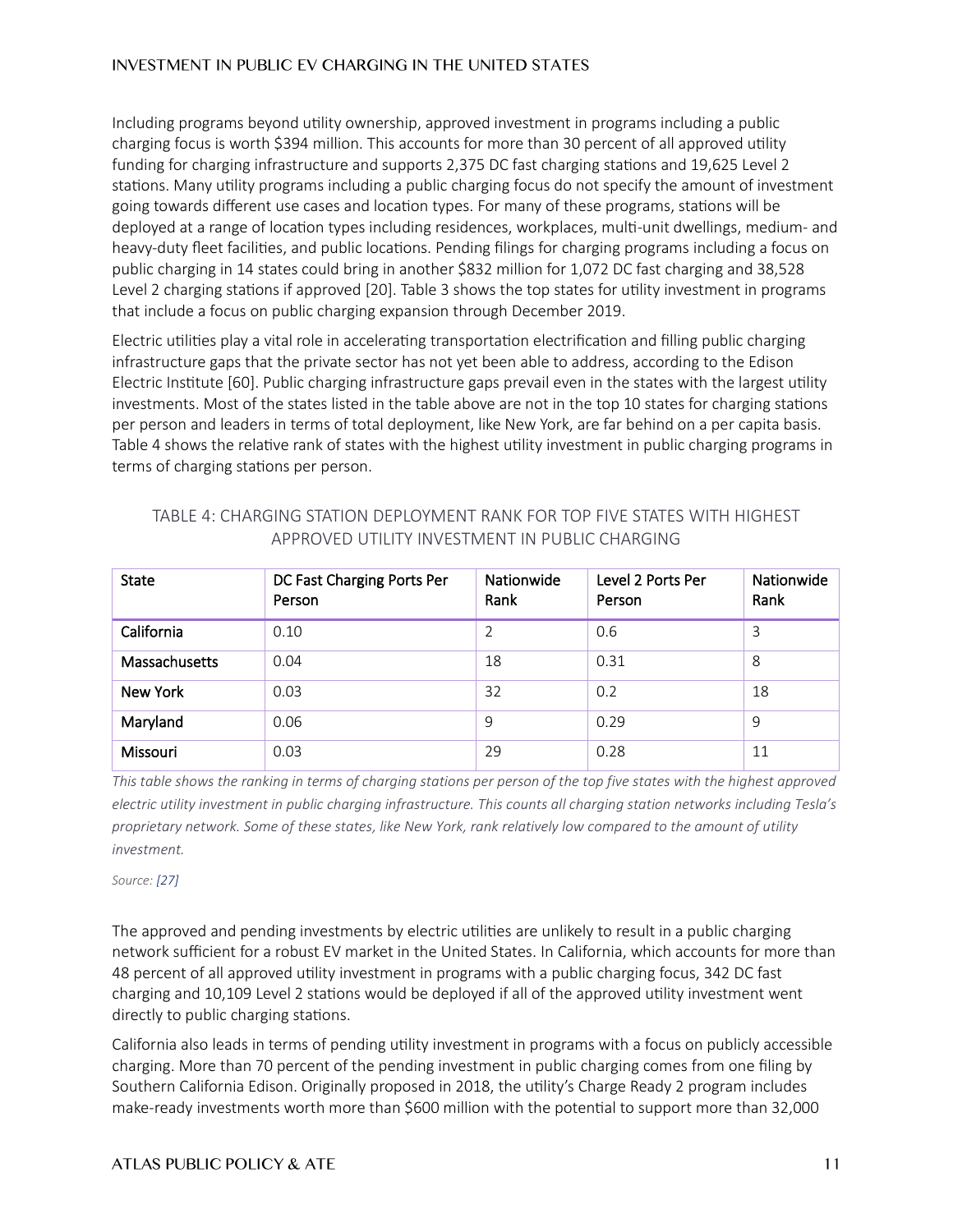Including programs beyond utility ownership, approved investment in programs including a public charging focus is worth $394 million. This accounts for more than 30 percent of all approved utility funding for charging infrastructure and supports 2,375 DC fast charging stations and 19,625 Level 2 stations. Many utility programs including a public charging focus do not specify the amount of investment going towards different use cases and location types. For many of these programs, stations will be deployed at a range of location types including residences, workplaces, multi-unit dwellings, medium- and heavy-duty fleet facilities, and public locations. Pending filings for charging programs including a focus on public charging in 14 states could bring in another $832 million for 1,072 DC fast charging and 38,528 Level 2 charging stations if approved [20]. Table 3 shows the top states for utility investment in programs that include a focus on public charging expansion through December 2019.

Electric utilities play a vital role in accelerating transportation electrification and filling public charging infrastructure gaps that the private sector has not yet been able to address, according to the Edison Electric Institute [60]. Public charging infrastructure gaps prevail even in the states with the largest utility investments. Most of the states listed in the table above are not in the top 10 states for charging stations per person and leaders in terms of total deployment, like New York, are far behind on a per capita basis. Table 4 shows the relative rank of states with the highest utility investment in public charging programs in terms of charging stations per person.

TABLE 4: CHARGING STATION DEPLOYMENT RANK FOR TOP FIVE STATES WITH HIGHEST APPROVED UTILITY INVESTMENT IN PUBLIC CHARGING

| State | DC Fast Charging Ports Per Person | Nationwide Rank | Level 2 Ports Per Person | Nationwide Rank |
|---|---|---|---|---|
| California | 0.10 | 2 | 0.6 | 3 |
| Massachusetts | 0.04 | 18 | 0.31 | 8 |
| New York | 0.03 | 32 | 0.2 | 18 |
| Maryland | 0.06 | 9 | 0.29 | 9 |
| Missouri | 0.03 | 29 | 0.28 | 11 |

*This table shows the ranking in terms of charging stations per person of the top five states with the highest approved electric utility investment in public charging infrastructure. This counts all charging station networks including Tesla's proprietary network. Some of these states, like New York, rank relatively low compared to the amount of utility investment.*

*Source: [27]*

The approved and pending investments by electric utilities are unlikely to result in a public charging network sufficient for a robust EV market in the United States. In California, which accounts for more than 48 percent of all approved utility investment in programs with a public charging focus, 342 DC fast charging and 10,109 Level 2 stations would be deployed if all of the approved utility investment went directly to public charging stations.

California also leads in terms of pending utility investment in programs with a focus on publicly accessible charging. More than 70 percent of the pending investment in public charging comes from one filing by Southern California Edison. Originally proposed in 2018, the utility's Charge Ready 2 program includes make-ready investments worth more than $600 million with the potential to support more than 32,000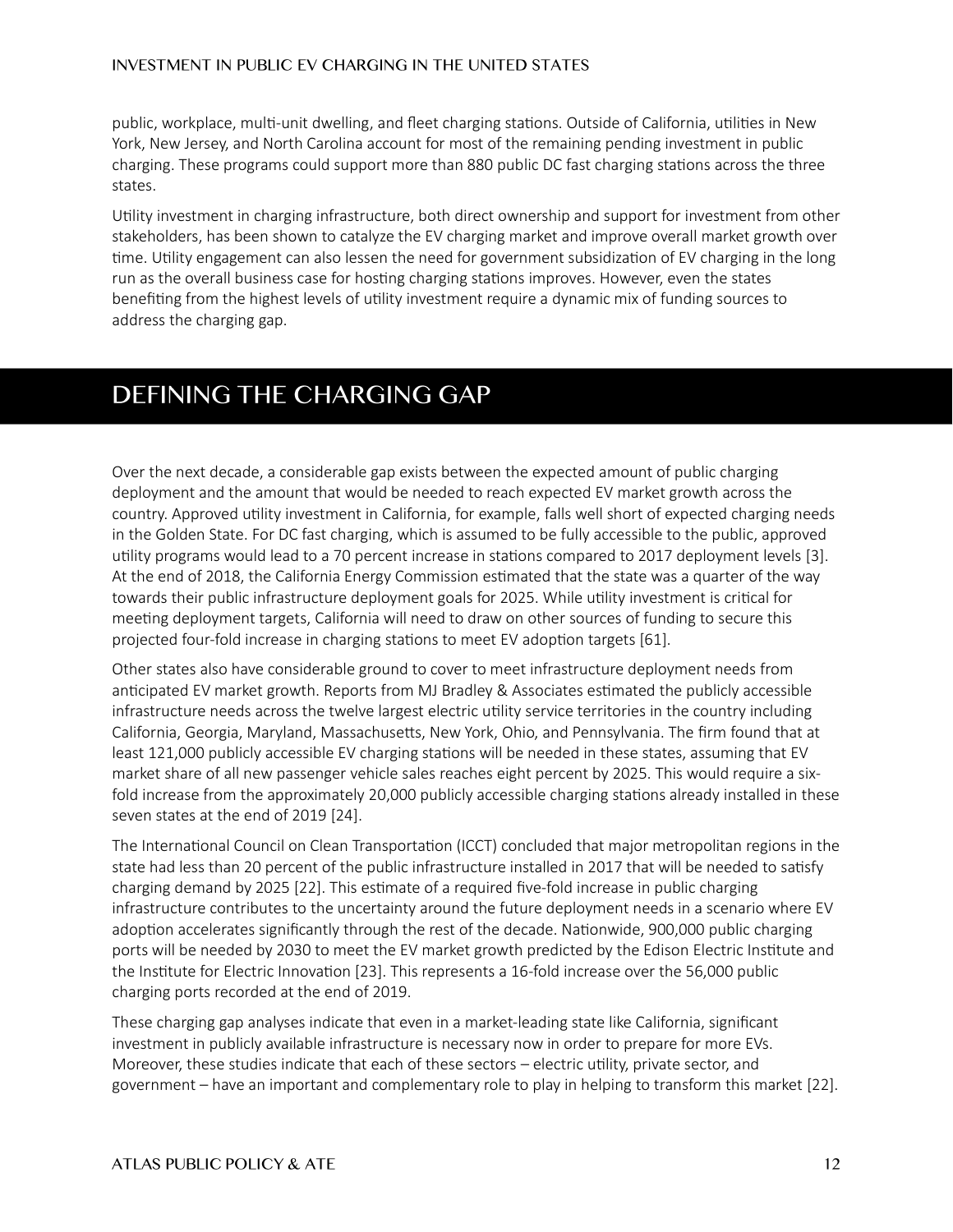public, workplace, multi-unit dwelling, and fleet charging stations. Outside of California, utilities in New York, New Jersey, and North Carolina account for most of the remaining pending investment in public charging. These programs could support more than 880 public DC fast charging stations across the three states.

Utility investment in charging infrastructure, both direct ownership and support for investment from other stakeholders, has been shown to catalyze the EV charging market and improve overall market growth over time. Utility engagement can also lessen the need for government subsidization of EV charging in the long run as the overall business case for hosting charging stations improves. However, even the states benefiting from the highest levels of utility investment require a dynamic mix of funding sources to address the charging gap.

## DEFINING THE CHARGING GAP

Over the next decade, a considerable gap exists between the expected amount of public charging deployment and the amount that would be needed to reach expected EV market growth across the country. Approved utility investment in California, for example, falls well short of expected charging needs in the Golden State. For DC fast charging, which is assumed to be fully accessible to the public, approved utility programs would lead to a 70 percent increase in stations compared to 2017 deployment levels [3]. At the end of 2018, the California Energy Commission estimated that the state was a quarter of the way towards their public infrastructure deployment goals for 2025. While utility investment is critical for meeting deployment targets, California will need to draw on other sources of funding to secure this projected four-fold increase in charging stations to meet EV adoption targets [61].

Other states also have considerable ground to cover to meet infrastructure deployment needs from anticipated EV market growth. Reports from MJ Bradley & Associates estimated the publicly accessible infrastructure needs across the twelve largest electric utility service territories in the country including California, Georgia, Maryland, Massachusetts, New York, Ohio, and Pennsylvania. The firm found that at least 121,000 publicly accessible EV charging stations will be needed in these states, assuming that EV market share of all new passenger vehicle sales reaches eight percent by 2025. This would require a six-fold increase from the approximately 20,000 publicly accessible charging stations already installed in these seven states at the end of 2019 [24].

The International Council on Clean Transportation (ICCT) concluded that major metropolitan regions in the state had less than 20 percent of the public infrastructure installed in 2017 that will be needed to satisfy charging demand by 2025 [22]. This estimate of a required five-fold increase in public charging infrastructure contributes to the uncertainty around the future deployment needs in a scenario where EV adoption accelerates significantly through the rest of the decade. Nationwide, 900,000 public charging ports will be needed by 2030 to meet the EV market growth predicted by the Edison Electric Institute and the Institute for Electric Innovation [23]. This represents a 16-fold increase over the 56,000 public charging ports recorded at the end of 2019.

These charging gap analyses indicate that even in a market-leading state like California, significant investment in publicly available infrastructure is necessary now in order to prepare for more EVs. Moreover, these studies indicate that each of these sectors – electric utility, private sector, and government – have an important and complementary role to play in helping to transform this market [22].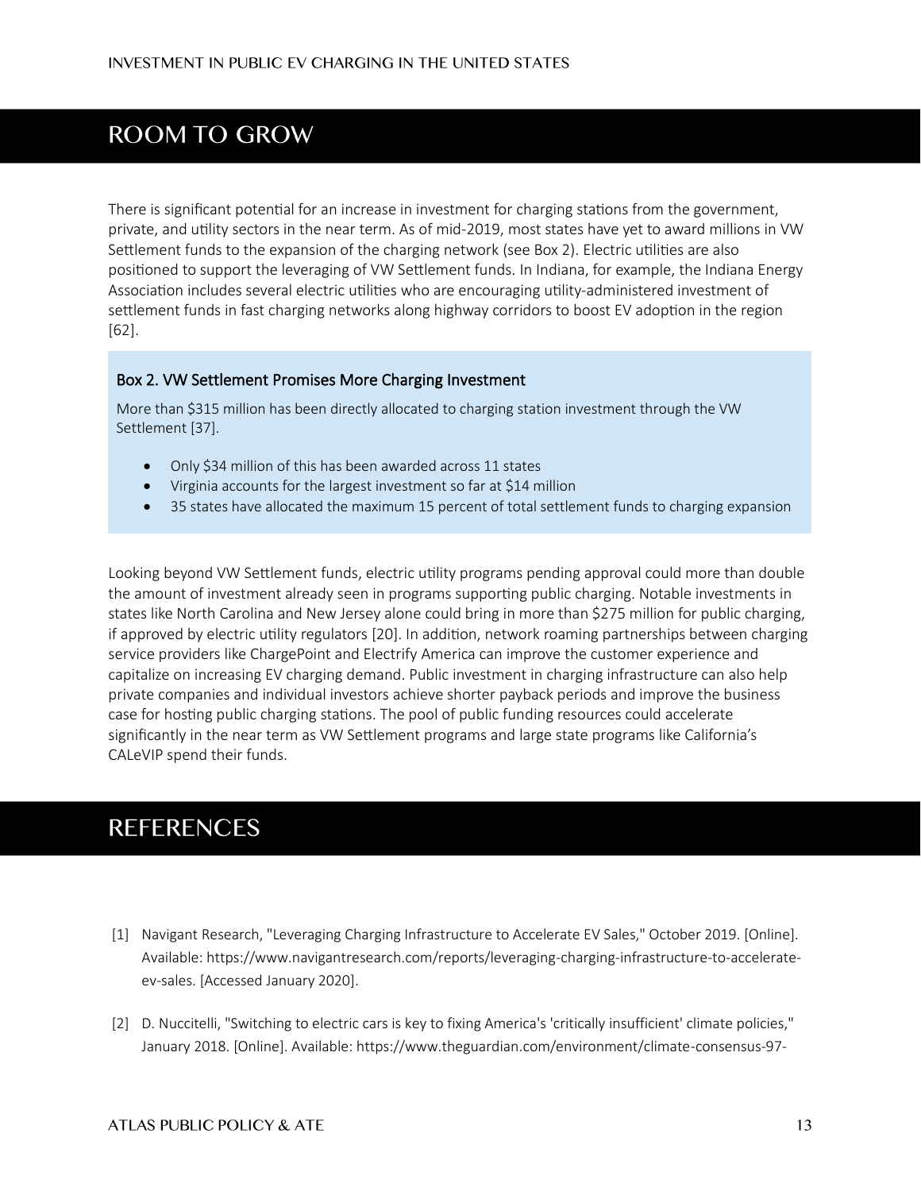## ROOM TO GROW

There is significant potential for an increase in investment for charging stations from the government, private, and utility sectors in the near term. As of mid-2019, most states have yet to award millions in VW Settlement funds to the expansion of the charging network (see Box 2). Electric utilities are also positioned to support the leveraging of VW Settlement funds. In Indiana, for example, the Indiana Energy Association includes several electric utilities who are encouraging utility-administered investment of settlement funds in fast charging networks along highway corridors to boost EV adoption in the region [62].

> **Box 2. VW Settlement Promises More Charging Investment**
>
> More than $315 million has been directly allocated to charging station investment through the VW Settlement [37].
>
> - Only $34 million of this has been awarded across 11 states
> - Virginia accounts for the largest investment so far at $14 million
> - 35 states have allocated the maximum 15 percent of total settlement funds to charging expansion

Looking beyond VW Settlement funds, electric utility programs pending approval could more than double the amount of investment already seen in programs supporting public charging. Notable investments in states like North Carolina and New Jersey alone could bring in more than $275 million for public charging, if approved by electric utility regulators [20]. In addition, network roaming partnerships between charging service providers like ChargePoint and Electrify America can improve the customer experience and capitalize on increasing EV charging demand. Public investment in charging infrastructure can also help private companies and individual investors achieve shorter payback periods and improve the business case for hosting public charging stations. The pool of public funding resources could accelerate significantly in the near term as VW Settlement programs and large state programs like California's CALeVIP spend their funds.

## REFERENCES

[1] Navigant Research, "Leveraging Charging Infrastructure to Accelerate EV Sales," October 2019. [Online]. Available: https://www.navigantresearch.com/reports/leveraging-charging-infrastructure-to-accelerate-ev-sales. [Accessed January 2020].

[2] D. Nuccitelli, "Switching to electric cars is key to fixing America's 'critically insufficient' climate policies," January 2018. [Online]. Available: https://www.theguardian.com/environment/climate-consensus-97-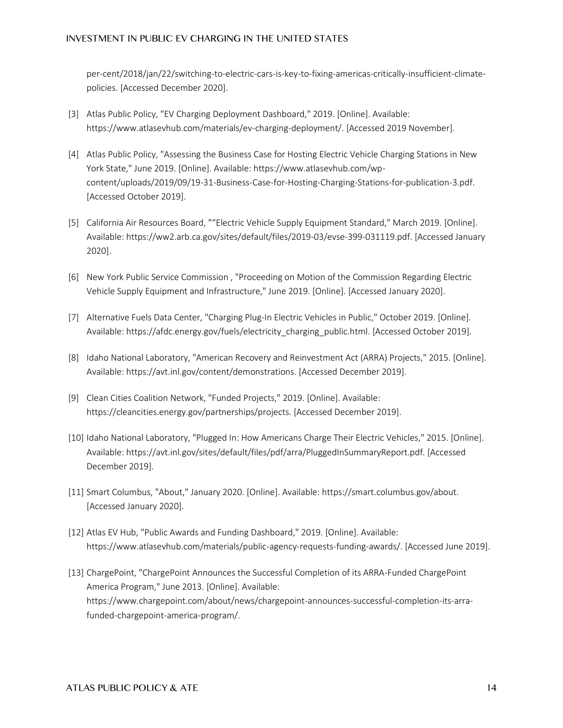per-cent/2018/jan/22/switching-to-electric-cars-is-key-to-fixing-americas-critically-insufficient-climate-policies. [Accessed December 2020].

[3] Atlas Public Policy, "EV Charging Deployment Dashboard," 2019. [Online]. Available: https://www.atlasevhub.com/materials/ev-charging-deployment/. [Accessed 2019 November].

[4] Atlas Public Policy, "Assessing the Business Case for Hosting Electric Vehicle Charging Stations in New York State," June 2019. [Online]. Available: https://www.atlasevhub.com/wp-content/uploads/2019/09/19-31-Business-Case-for-Hosting-Charging-Stations-for-publication-3.pdf. [Accessed October 2019].

[5] California Air Resources Board, ""Electric Vehicle Supply Equipment Standard," March 2019. [Online]. Available: https://ww2.arb.ca.gov/sites/default/files/2019-03/evse-399-031119.pdf. [Accessed January 2020].

[6] New York Public Service Commission , "Proceeding on Motion of the Commission Regarding Electric Vehicle Supply Equipment and Infrastructure," June 2019. [Online]. [Accessed January 2020].

[7] Alternative Fuels Data Center, "Charging Plug-In Electric Vehicles in Public," October 2019. [Online]. Available: https://afdc.energy.gov/fuels/electricity_charging_public.html. [Accessed October 2019].

[8] Idaho National Laboratory, "American Recovery and Reinvestment Act (ARRA) Projects," 2015. [Online]. Available: https://avt.inl.gov/content/demonstrations. [Accessed December 2019].

[9] Clean Cities Coalition Network, "Funded Projects," 2019. [Online]. Available: https://cleancities.energy.gov/partnerships/projects. [Accessed December 2019].

[10] Idaho National Laboratory, "Plugged In: How Americans Charge Their Electric Vehicles," 2015. [Online]. Available: https://avt.inl.gov/sites/default/files/pdf/arra/PluggedInSummaryReport.pdf. [Accessed December 2019].

[11] Smart Columbus, "About," January 2020. [Online]. Available: https://smart.columbus.gov/about. [Accessed January 2020].

[12] Atlas EV Hub, "Public Awards and Funding Dashboard," 2019. [Online]. Available: https://www.atlasevhub.com/materials/public-agency-requests-funding-awards/. [Accessed June 2019].

[13] ChargePoint, "ChargePoint Announces the Successful Completion of its ARRA-Funded ChargePoint America Program," June 2013. [Online]. Available: https://www.chargepoint.com/about/news/chargepoint-announces-successful-completion-its-arra-funded-chargepoint-america-program/.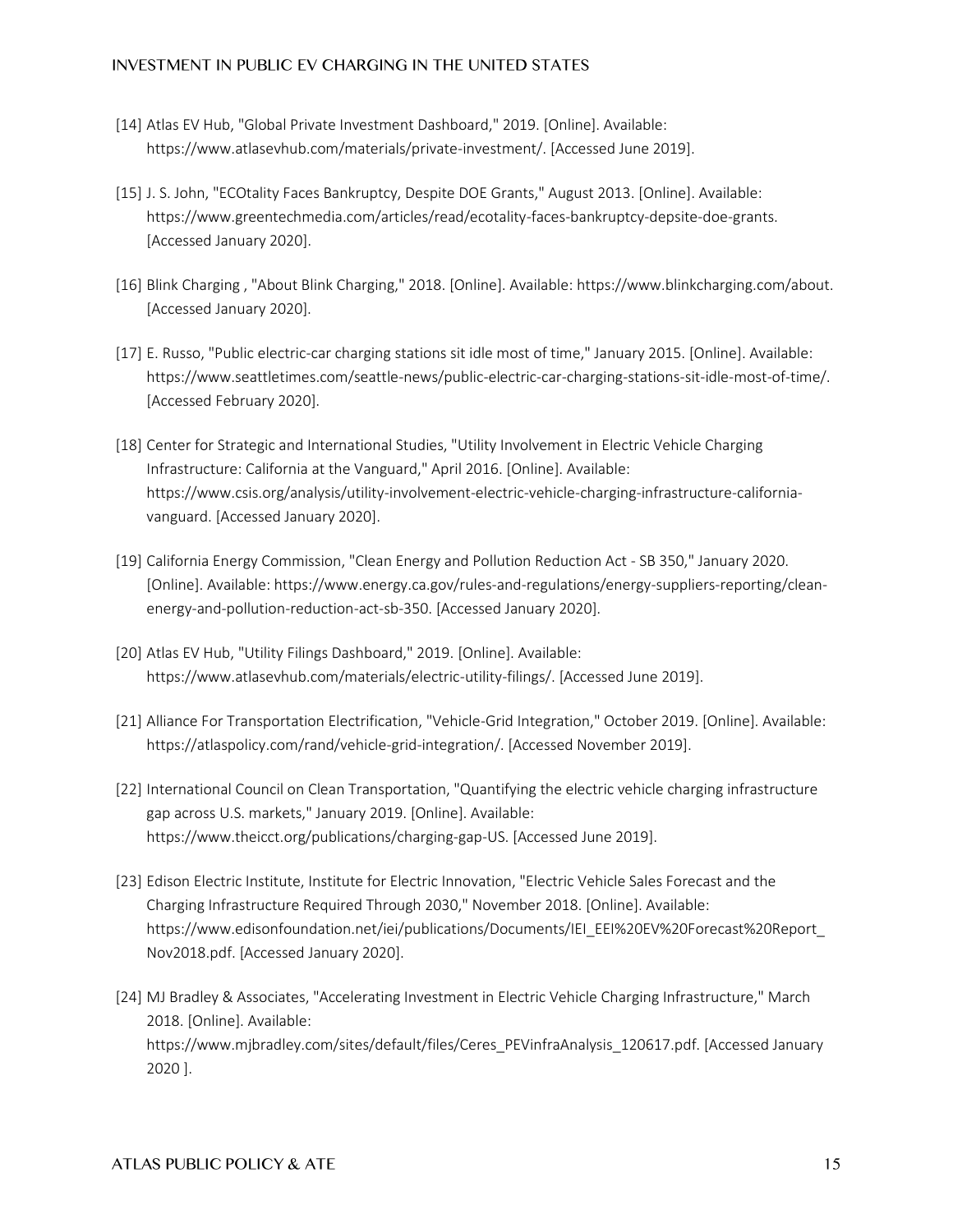[14] Atlas EV Hub, "Global Private Investment Dashboard," 2019. [Online]. Available: https://www.atlasevhub.com/materials/private-investment/. [Accessed June 2019].

[15] J. S. John, "ECOtality Faces Bankruptcy, Despite DOE Grants," August 2013. [Online]. Available: https://www.greentechmedia.com/articles/read/ecotality-faces-bankruptcy-depsite-doe-grants. [Accessed January 2020].

[16] Blink Charging , "About Blink Charging," 2018. [Online]. Available: https://www.blinkcharging.com/about. [Accessed January 2020].

[17] E. Russo, "Public electric-car charging stations sit idle most of time," January 2015. [Online]. Available: https://www.seattletimes.com/seattle-news/public-electric-car-charging-stations-sit-idle-most-of-time/. [Accessed February 2020].

[18] Center for Strategic and International Studies, "Utility Involvement in Electric Vehicle Charging Infrastructure: California at the Vanguard," April 2016. [Online]. Available: https://www.csis.org/analysis/utility-involvement-electric-vehicle-charging-infrastructure-california-vanguard. [Accessed January 2020].

[19] California Energy Commission, "Clean Energy and Pollution Reduction Act - SB 350," January 2020. [Online]. Available: https://www.energy.ca.gov/rules-and-regulations/energy-suppliers-reporting/clean-energy-and-pollution-reduction-act-sb-350. [Accessed January 2020].

[20] Atlas EV Hub, "Utility Filings Dashboard," 2019. [Online]. Available: https://www.atlasevhub.com/materials/electric-utility-filings/. [Accessed June 2019].

[21] Alliance For Transportation Electrification, "Vehicle-Grid Integration," October 2019. [Online]. Available: https://atlaspolicy.com/rand/vehicle-grid-integration/. [Accessed November 2019].

[22] International Council on Clean Transportation, "Quantifying the electric vehicle charging infrastructure gap across U.S. markets," January 2019. [Online]. Available: https://www.theicct.org/publications/charging-gap-US. [Accessed June 2019].

[23] Edison Electric Institute, Institute for Electric Innovation, "Electric Vehicle Sales Forecast and the Charging Infrastructure Required Through 2030," November 2018. [Online]. Available: https://www.edisonfoundation.net/iei/publications/Documents/IEI_EEI%20EV%20Forecast%20Report_Nov2018.pdf. [Accessed January 2020].

[24] MJ Bradley & Associates, "Accelerating Investment in Electric Vehicle Charging Infrastructure," March 2018. [Online]. Available: https://www.mjbradley.com/sites/default/files/Ceres_PEVinfraAnalysis_120617.pdf. [Accessed January 2020 ].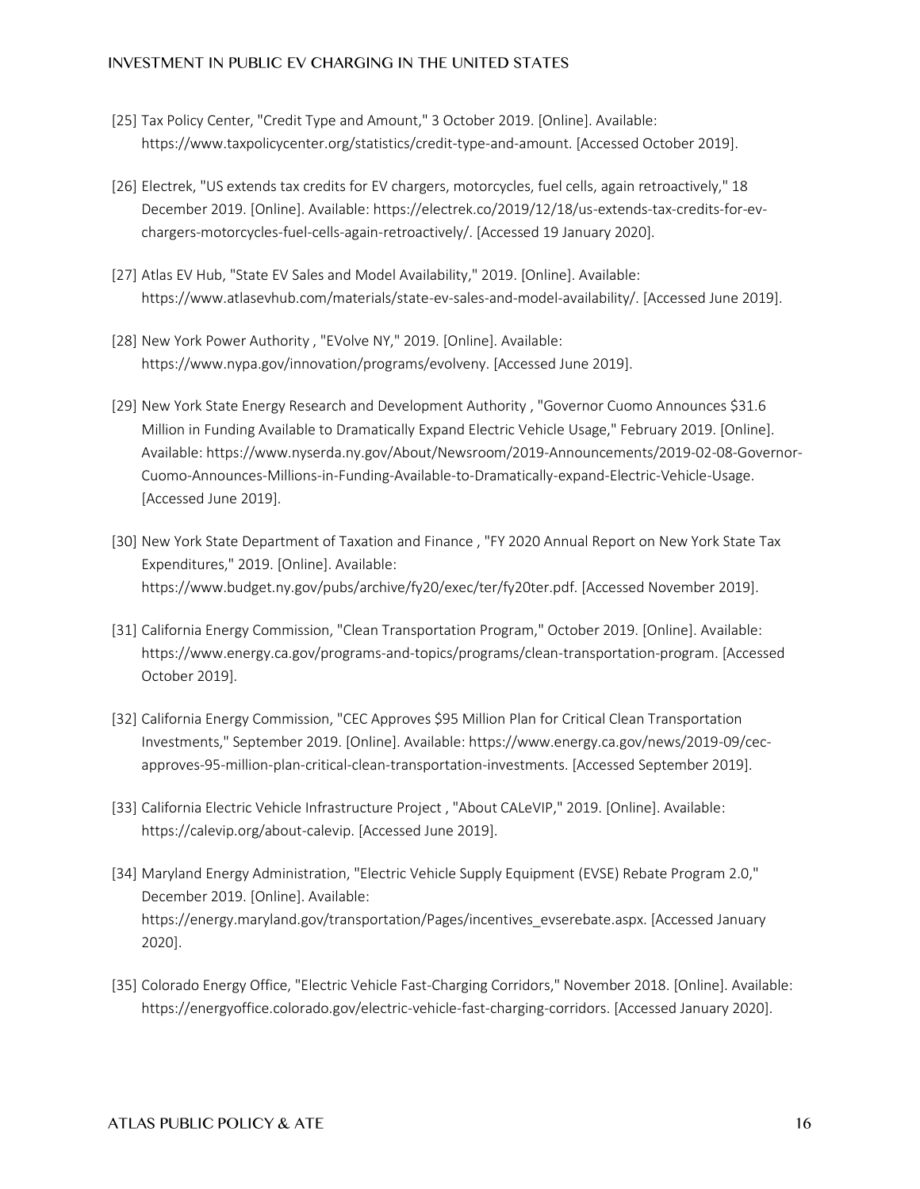[25] Tax Policy Center, "Credit Type and Amount," 3 October 2019. [Online]. Available: https://www.taxpolicycenter.org/statistics/credit-type-and-amount. [Accessed October 2019].

[26] Electrek, "US extends tax credits for EV chargers, motorcycles, fuel cells, again retroactively," 18 December 2019. [Online]. Available: https://electrek.co/2019/12/18/us-extends-tax-credits-for-ev-chargers-motorcycles-fuel-cells-again-retroactively/. [Accessed 19 January 2020].

[27] Atlas EV Hub, "State EV Sales and Model Availability," 2019. [Online]. Available: https://www.atlasevhub.com/materials/state-ev-sales-and-model-availability/. [Accessed June 2019].

[28] New York Power Authority , "EVolve NY," 2019. [Online]. Available: https://www.nypa.gov/innovation/programs/evolveny. [Accessed June 2019].

[29] New York State Energy Research and Development Authority , "Governor Cuomo Announces $31.6 Million in Funding Available to Dramatically Expand Electric Vehicle Usage," February 2019. [Online]. Available: https://www.nyserda.ny.gov/About/Newsroom/2019-Announcements/2019-02-08-Governor-Cuomo-Announces-Millions-in-Funding-Available-to-Dramatically-expand-Electric-Vehicle-Usage. [Accessed June 2019].

[30] New York State Department of Taxation and Finance , "FY 2020 Annual Report on New York State Tax Expenditures," 2019. [Online]. Available: https://www.budget.ny.gov/pubs/archive/fy20/exec/ter/fy20ter.pdf. [Accessed November 2019].

[31] California Energy Commission, "Clean Transportation Program," October 2019. [Online]. Available: https://www.energy.ca.gov/programs-and-topics/programs/clean-transportation-program. [Accessed October 2019].

[32] California Energy Commission, "CEC Approves $95 Million Plan for Critical Clean Transportation Investments," September 2019. [Online]. Available: https://www.energy.ca.gov/news/2019-09/cec-approves-95-million-plan-critical-clean-transportation-investments. [Accessed September 2019].

[33] California Electric Vehicle Infrastructure Project , "About CALeVIP," 2019. [Online]. Available: https://calevip.org/about-calevip. [Accessed June 2019].

[34] Maryland Energy Administration, "Electric Vehicle Supply Equipment (EVSE) Rebate Program 2.0," December 2019. [Online]. Available: https://energy.maryland.gov/transportation/Pages/incentives_evserebate.aspx. [Accessed January 2020].

[35] Colorado Energy Office, "Electric Vehicle Fast-Charging Corridors," November 2018. [Online]. Available: https://energyoffice.colorado.gov/electric-vehicle-fast-charging-corridors. [Accessed January 2020].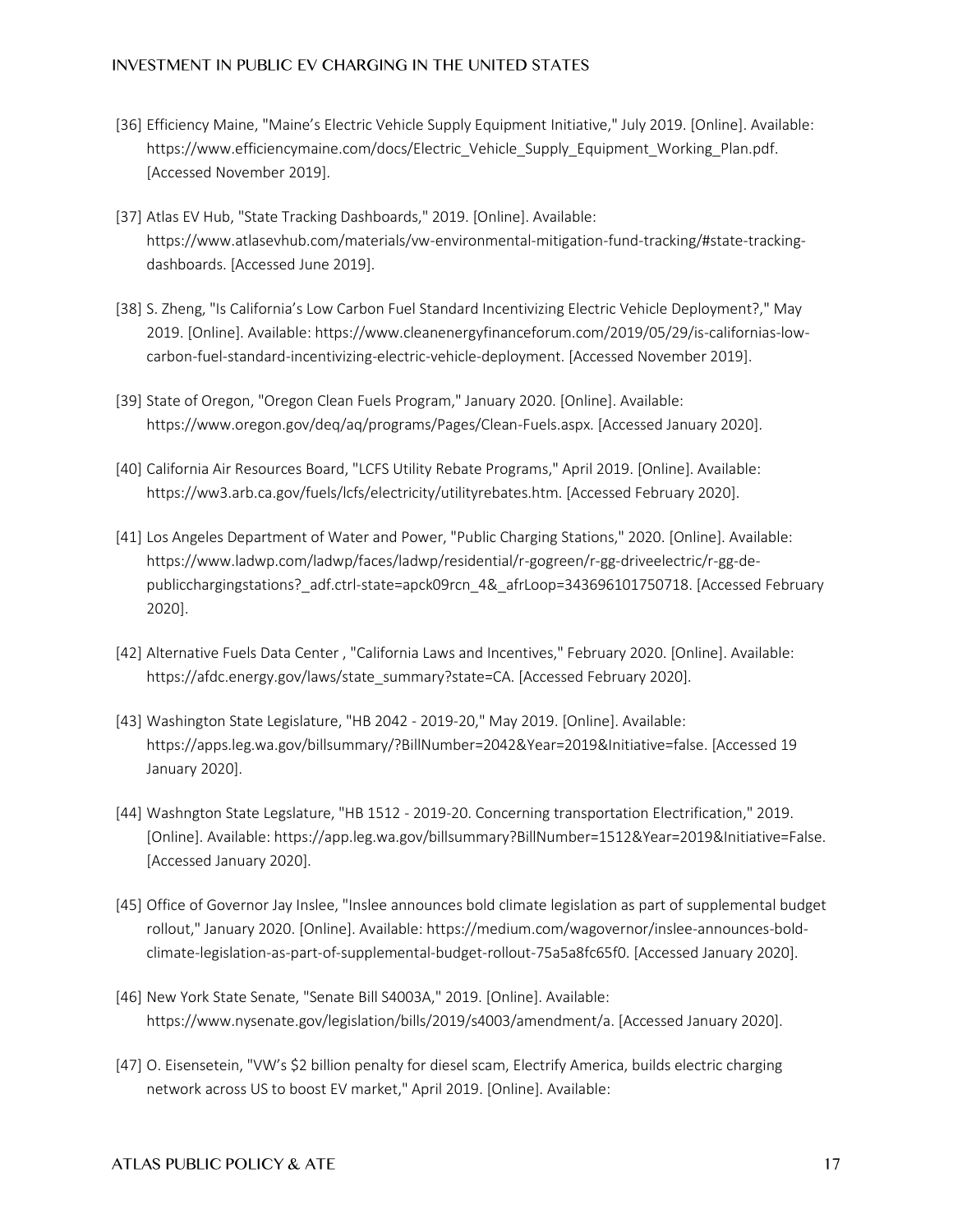[36] Efficiency Maine, "Maine's Electric Vehicle Supply Equipment Initiative," July 2019. [Online]. Available: https://www.efficiencymaine.com/docs/Electric_Vehicle_Supply_Equipment_Working_Plan.pdf. [Accessed November 2019].

[37] Atlas EV Hub, "State Tracking Dashboards," 2019. [Online]. Available: https://www.atlasevhub.com/materials/vw-environmental-mitigation-fund-tracking/#state-tracking-dashboards. [Accessed June 2019].

[38] S. Zheng, "Is California's Low Carbon Fuel Standard Incentivizing Electric Vehicle Deployment?," May 2019. [Online]. Available: https://www.cleanenergyfinanceforum.com/2019/05/29/is-californias-low-carbon-fuel-standard-incentivizing-electric-vehicle-deployment. [Accessed November 2019].

[39] State of Oregon, "Oregon Clean Fuels Program," January 2020. [Online]. Available: https://www.oregon.gov/deq/aq/programs/Pages/Clean-Fuels.aspx. [Accessed January 2020].

[40] California Air Resources Board, "LCFS Utility Rebate Programs," April 2019. [Online]. Available: https://ww3.arb.ca.gov/fuels/lcfs/electricity/utilityrebates.htm. [Accessed February 2020].

[41] Los Angeles Department of Water and Power, "Public Charging Stations," 2020. [Online]. Available: https://www.ladwp.com/ladwp/faces/ladwp/residential/r-gogreen/r-gg-driveelectric/r-gg-de-publicchargingstations?_adf.ctrl-state=apck09rcn_4&_afrLoop=343696101750718. [Accessed February 2020].

[42] Alternative Fuels Data Center , "California Laws and Incentives," February 2020. [Online]. Available: https://afdc.energy.gov/laws/state_summary?state=CA. [Accessed February 2020].

[43] Washington State Legislature, "HB 2042 - 2019-20," May 2019. [Online]. Available: https://apps.leg.wa.gov/billsummary/?BillNumber=2042&Year=2019&Initiative=false. [Accessed 19 January 2020].

[44] Washngton State Legslature, "HB 1512 - 2019-20. Concerning transportation Electrification," 2019. [Online]. Available: https://app.leg.wa.gov/billsummary?BillNumber=1512&Year=2019&Initiative=False. [Accessed January 2020].

[45] Office of Governor Jay Inslee, "Inslee announces bold climate legislation as part of supplemental budget rollout," January 2020. [Online]. Available: https://medium.com/wagovernor/inslee-announces-bold-climate-legislation-as-part-of-supplemental-budget-rollout-75a5a8fc65f0. [Accessed January 2020].

[46] New York State Senate, "Senate Bill S4003A," 2019. [Online]. Available: https://www.nysenate.gov/legislation/bills/2019/s4003/amendment/a. [Accessed January 2020].

[47] O. Eisensetein, "VW's $2 billion penalty for diesel scam, Electrify America, builds electric charging network across US to boost EV market," April 2019. [Online]. Available: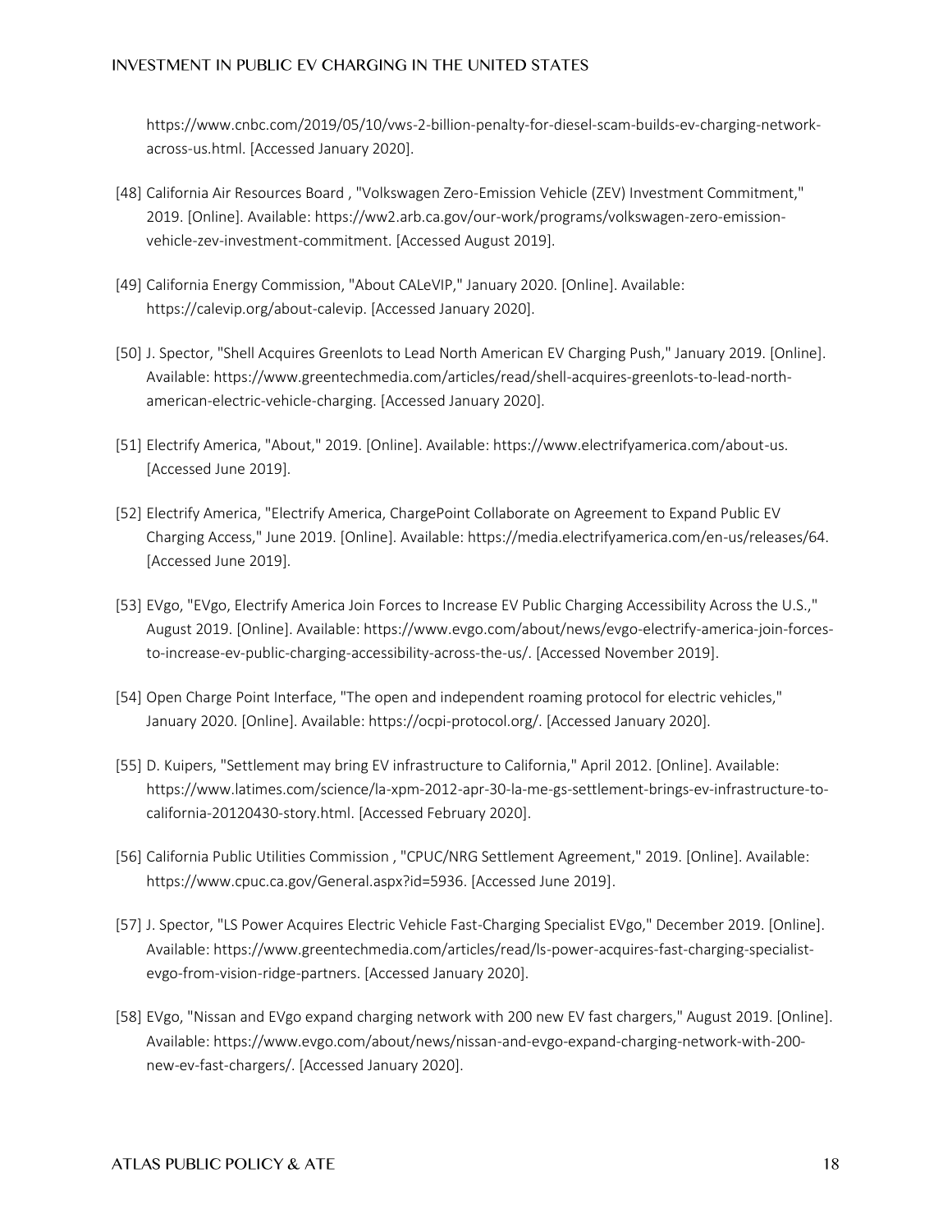https://www.cnbc.com/2019/05/10/vws-2-billion-penalty-for-diesel-scam-builds-ev-charging-network-across-us.html. [Accessed January 2020].

[48] California Air Resources Board , "Volkswagen Zero-Emission Vehicle (ZEV) Investment Commitment," 2019. [Online]. Available: https://ww2.arb.ca.gov/our-work/programs/volkswagen-zero-emission-vehicle-zev-investment-commitment. [Accessed August 2019].

[49] California Energy Commission, "About CALeVIP," January 2020. [Online]. Available: https://calevip.org/about-calevip. [Accessed January 2020].

[50] J. Spector, "Shell Acquires Greenlots to Lead North American EV Charging Push," January 2019. [Online]. Available: https://www.greentechmedia.com/articles/read/shell-acquires-greenlots-to-lead-north-american-electric-vehicle-charging. [Accessed January 2020].

[51] Electrify America, "About," 2019. [Online]. Available: https://www.electrifyamerica.com/about-us. [Accessed June 2019].

[52] Electrify America, "Electrify America, ChargePoint Collaborate on Agreement to Expand Public EV Charging Access," June 2019. [Online]. Available: https://media.electrifyamerica.com/en-us/releases/64. [Accessed June 2019].

[53] EVgo, "EVgo, Electrify America Join Forces to Increase EV Public Charging Accessibility Across the U.S.," August 2019. [Online]. Available: https://www.evgo.com/about/news/evgo-electrify-america-join-forces-to-increase-ev-public-charging-accessibility-across-the-us/. [Accessed November 2019].

[54] Open Charge Point Interface, "The open and independent roaming protocol for electric vehicles," January 2020. [Online]. Available: https://ocpi-protocol.org/. [Accessed January 2020].

[55] D. Kuipers, "Settlement may bring EV infrastructure to California," April 2012. [Online]. Available: https://www.latimes.com/science/la-xpm-2012-apr-30-la-me-gs-settlement-brings-ev-infrastructure-to-california-20120430-story.html. [Accessed February 2020].

[56] California Public Utilities Commission , "CPUC/NRG Settlement Agreement," 2019. [Online]. Available: https://www.cpuc.ca.gov/General.aspx?id=5936. [Accessed June 2019].

[57] J. Spector, "LS Power Acquires Electric Vehicle Fast-Charging Specialist EVgo," December 2019. [Online]. Available: https://www.greentechmedia.com/articles/read/ls-power-acquires-fast-charging-specialist-evgo-from-vision-ridge-partners. [Accessed January 2020].

[58] EVgo, "Nissan and EVgo expand charging network with 200 new EV fast chargers," August 2019. [Online]. Available: https://www.evgo.com/about/news/nissan-and-evgo-expand-charging-network-with-200-new-ev-fast-chargers/. [Accessed January 2020].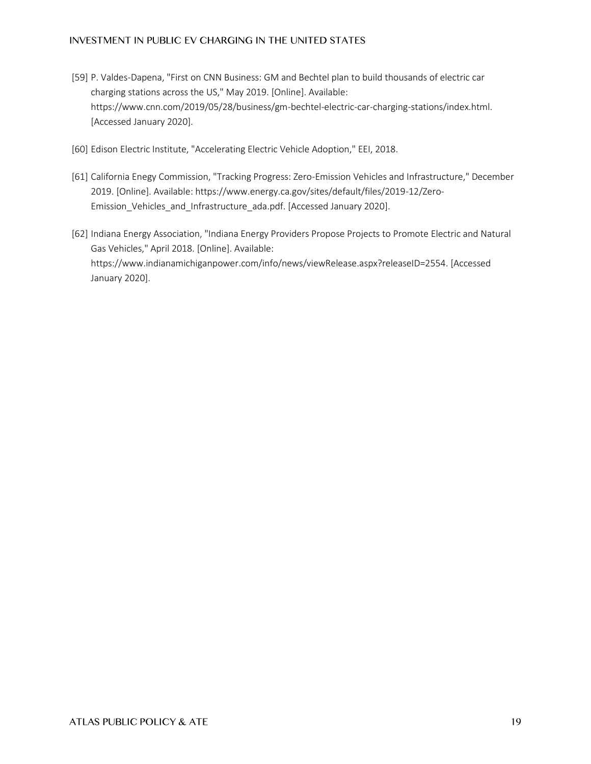[59] P. Valdes-Dapena, "First on CNN Business: GM and Bechtel plan to build thousands of electric car charging stations across the US," May 2019. [Online]. Available: https://www.cnn.com/2019/05/28/business/gm-bechtel-electric-car-charging-stations/index.html. [Accessed January 2020].

[60] Edison Electric Institute, "Accelerating Electric Vehicle Adoption," EEI, 2018.

[61] California Enegy Commission, "Tracking Progress: Zero-Emission Vehicles and Infrastructure," December 2019. [Online]. Available: https://www.energy.ca.gov/sites/default/files/2019-12/Zero-Emission_Vehicles_and_Infrastructure_ada.pdf. [Accessed January 2020].

[62] Indiana Energy Association, "Indiana Energy Providers Propose Projects to Promote Electric and Natural Gas Vehicles," April 2018. [Online]. Available: https://www.indianamichiganpower.com/info/news/viewRelease.aspx?releaseID=2554. [Accessed January 2020].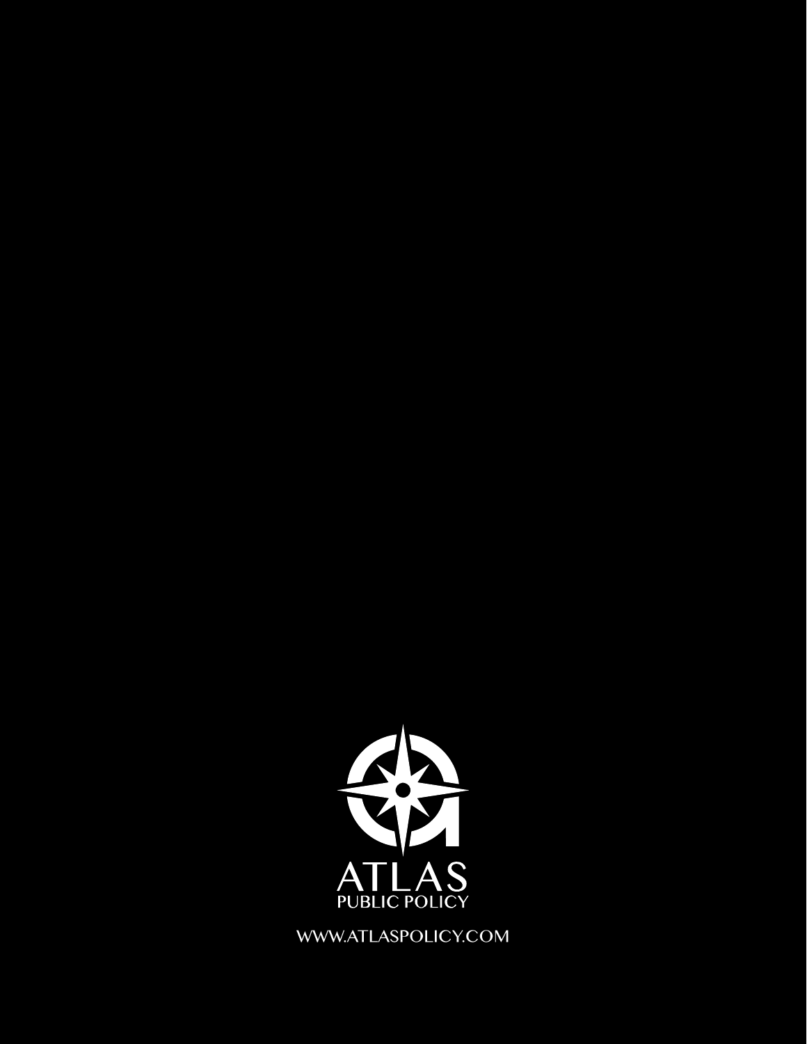ATLAS
PUBLIC POLICY

WWW.ATLASPOLICY.COM